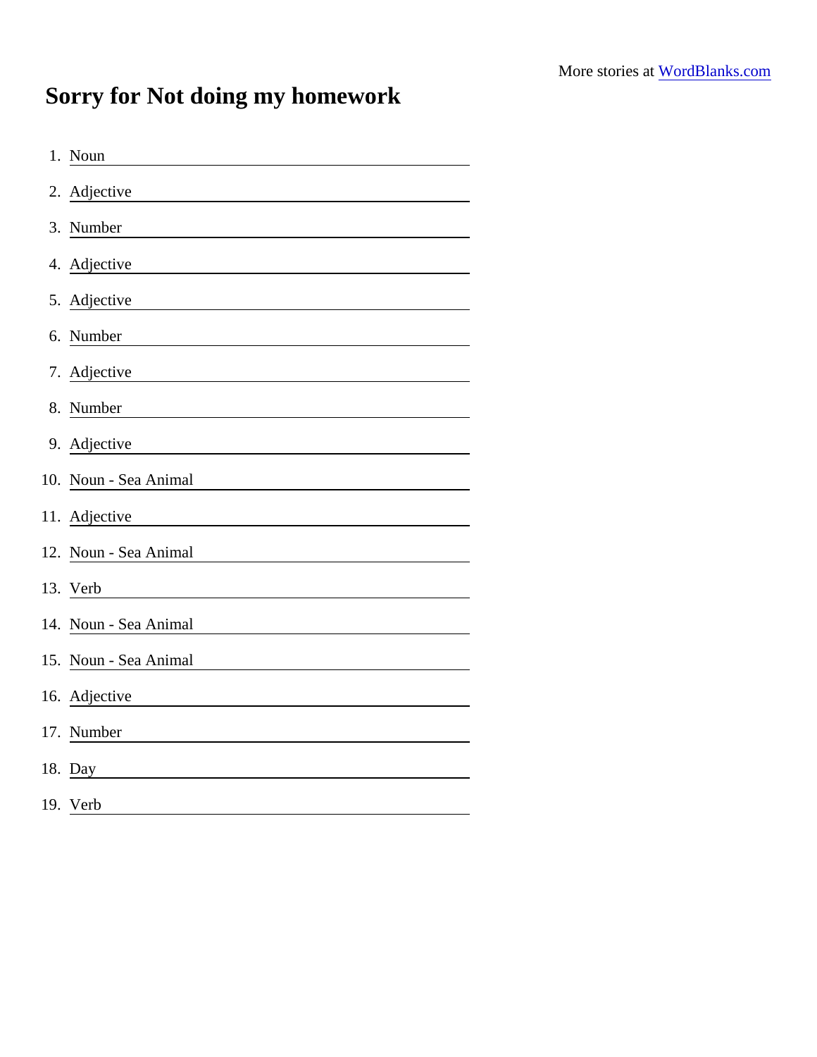More stories at WordBlanks.com

# Sorry for Not doing my homework

1. Noun ______________________
2. Adjective ______________________
3. Number ______________________
4. Adjective ______________________
5. Adjective ______________________
6. Number ______________________
7. Adjective ______________________
8. Number ______________________
9. Adjective ______________________
10. Noun - Sea Animal ______________________
11. Adjective ______________________
12. Noun - Sea Animal ______________________
13. Verb ______________________
14. Noun - Sea Animal ______________________
15. Noun - Sea Animal ______________________
16. Adjective ______________________
17. Number ______________________
18. Day ______________________
19. Verb ______________________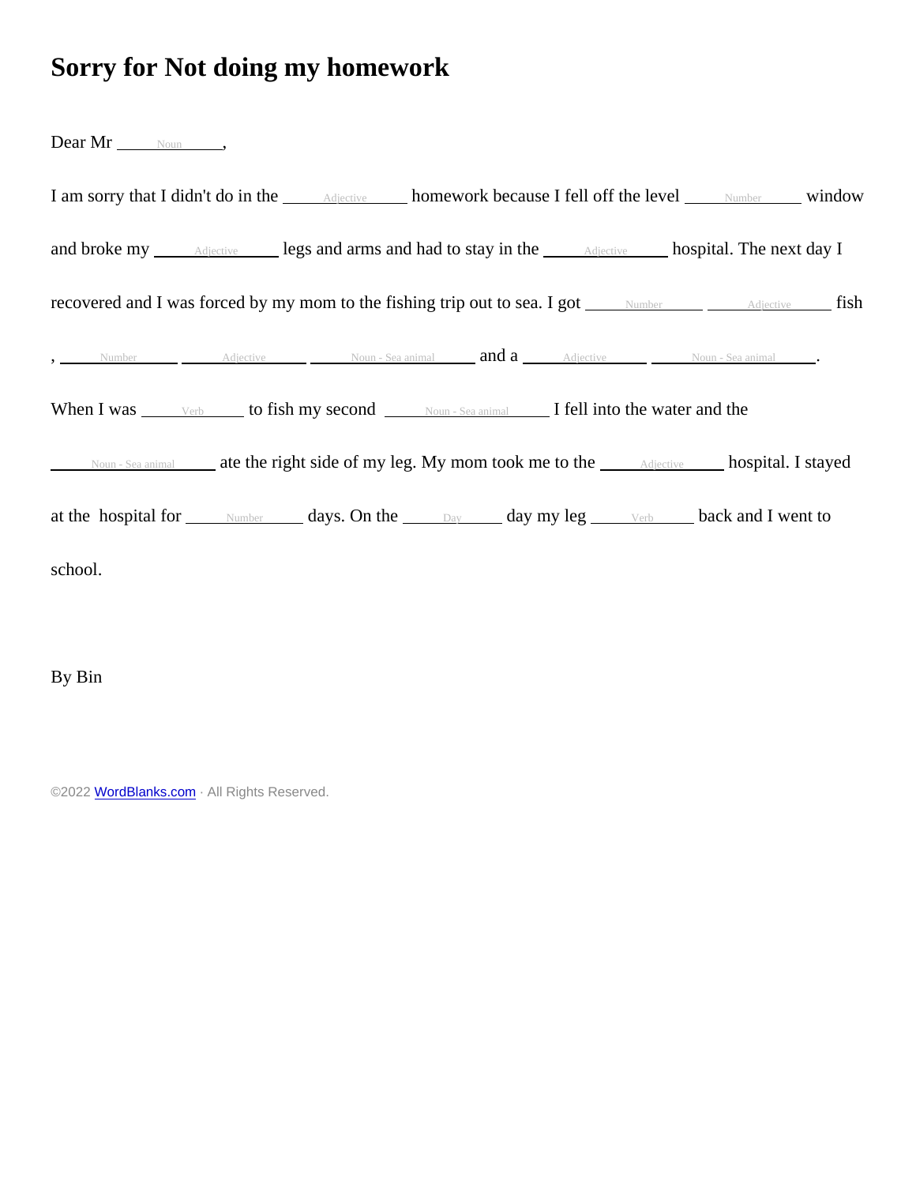# Sorry for Not doing my homework

Dear Mr ______ (Noun),

I am sorry that I didn't do in the ______ (Adjective) homework because I fell off the level ______ (Number) window and broke my ______ (Adjective) legs and arms and had to stay in the ______ (Adjective) hospital. The next day I recovered and I was forced by my mom to the fishing trip out to sea. I got ______ (Number) ______ (Adjective) fish , ______ (Number) ______ (Adjective) ______ (Noun - Sea animal) and a ______ (Adjective) ______ (Noun - Sea animal). When I was ______ (Verb) to fish my second ______ (Noun - Sea animal) I fell into the water and the ______ (Noun - Sea animal) ate the right side of my leg. My mom took me to the ______ (Adjective) hospital. I stayed at the hospital for ______ (Number) days. On the ______ (Day) day my leg ______ (Verb) back and I went to school.

By Bin

©2022 WordBlanks.com · All Rights Reserved.